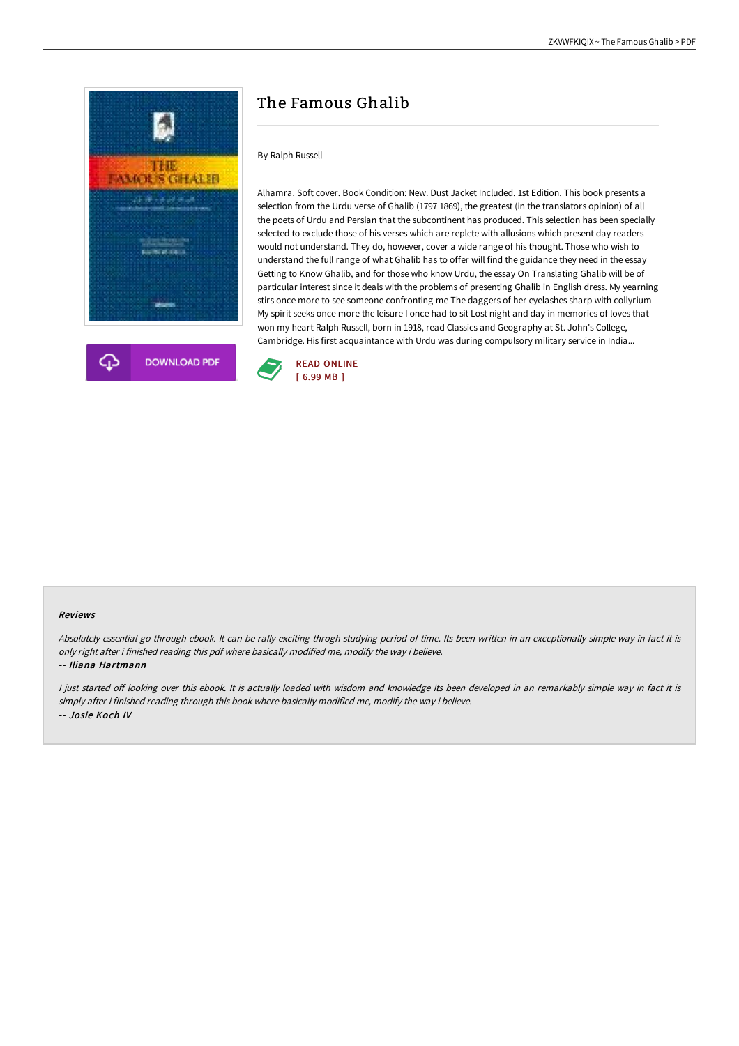# The Famous Ghalib

By Ralph Russell

Alhamra. Soft cover. Book Condition: New. Dust Jacket Included. 1st Edition. This book presents a selection from the Urdu verse of Ghalib (1797 1869), the greatest (in the translators opinion) of all the poets of Urdu and Persian that the subcontinent has produced. This selection has been specially selected to exclude those of his verses which are replete with allusions which present day readers would not understand. They do, however, cover a wide range of his thought. Those who wish to understand the full range of what Ghalib has to offer will find the guidance they need in the essay Getting to Know Ghalib, and for those who know Urdu, the essay On Translating Ghalib will be of particular interest since it deals with the problems of presenting Ghalib in English dress. My yearning stirs once more to see someone confronting me The daggers of her eyelashes sharp with collyrium My spirit seeks once more the leisure I once had to sit Lost night and day in memories of loves that won my heart Ralph Russell, born in 1918, read Classics and Geography at St. John's College, Cambridge. His first acquaintance with Urdu was during compulsory military service in India...

DOWNLOAD PDF

READ ONLINE
[ 6.99 MB ]

#### Reviews

*Absolutely essential go through ebook. It can be rally exciting throgh studying period of time. Its been written in an exceptionally simple way in fact it is only right after i finished reading this pdf where basically modified me, modify the way i believe.*

-- *Iliana Hartmann*

*I just started off looking over this ebook. It is actually loaded with wisdom and knowledge Its been developed in an remarkably simple way in fact it is simply after i finished reading through this book where basically modified me, modify the way i believe.*

-- *Josie Koch IV*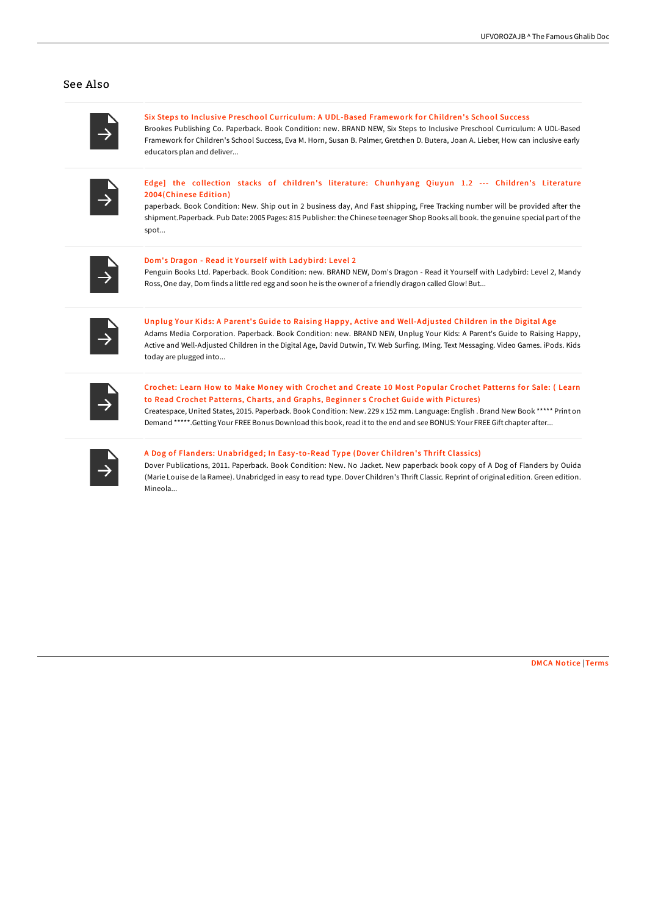## See Also

**Six Steps to Inclusive Preschool Curriculum: A UDL-Based Framework for Children's School Success**

Brookes Publishing Co. Paperback. Book Condition: new. BRAND NEW, Six Steps to Inclusive Preschool Curriculum: A UDL-Based Framework for Children's School Success, Eva M. Horn, Susan B. Palmer, Gretchen D. Butera, Joan A. Lieber, How can inclusive early educators plan and deliver...

**Edge] the collection stacks of children's literature: Chunhyang Qiuyun 1.2 --- Children's Literature 2004(Chinese Edition)**

paperback. Book Condition: New. Ship out in 2 business day, And Fast shipping, Free Tracking number will be provided after the shipment.Paperback. Pub Date: 2005 Pages: 815 Publisher: the Chinese teenager Shop Books all book. the genuine special part of the spot...

**Dom's Dragon - Read it Yourself with Ladybird: Level 2**

Penguin Books Ltd. Paperback. Book Condition: new. BRAND NEW, Dom's Dragon - Read it Yourself with Ladybird: Level 2, Mandy Ross, One day, Dom finds a little red egg and soon he is the owner of a friendly dragon called Glow! But...

**Unplug Your Kids: A Parent's Guide to Raising Happy, Active and Well-Adjusted Children in the Digital Age**

Adams Media Corporation. Paperback. Book Condition: new. BRAND NEW, Unplug Your Kids: A Parent's Guide to Raising Happy, Active and Well-Adjusted Children in the Digital Age, David Dutwin, TV. Web Surfing. IMing. Text Messaging. Video Games. iPods. Kids today are plugged into...

**Crochet: Learn How to Make Money with Crochet and Create 10 Most Popular Crochet Patterns for Sale: ( Learn to Read Crochet Patterns, Charts, and Graphs, Beginner s Crochet Guide with Pictures)**

Createspace, United States, 2015. Paperback. Book Condition: New. 229 x 152 mm. Language: English . Brand New Book ***** Print on Demand *****.Getting Your FREE Bonus Download this book, read it to the end and see BONUS: Your FREE Gift chapter after...

**A Dog of Flanders: Unabridged; In Easy-to-Read Type (Dover Children's Thrift Classics)**

Dover Publications, 2011. Paperback. Book Condition: New. No Jacket. New paperback book copy of A Dog of Flanders by Ouida (Marie Louise de la Ramee). Unabridged in easy to read type. Dover Children's Thrift Classic. Reprint of original edition. Green edition. Mineola...

DMCA Notice | Terms